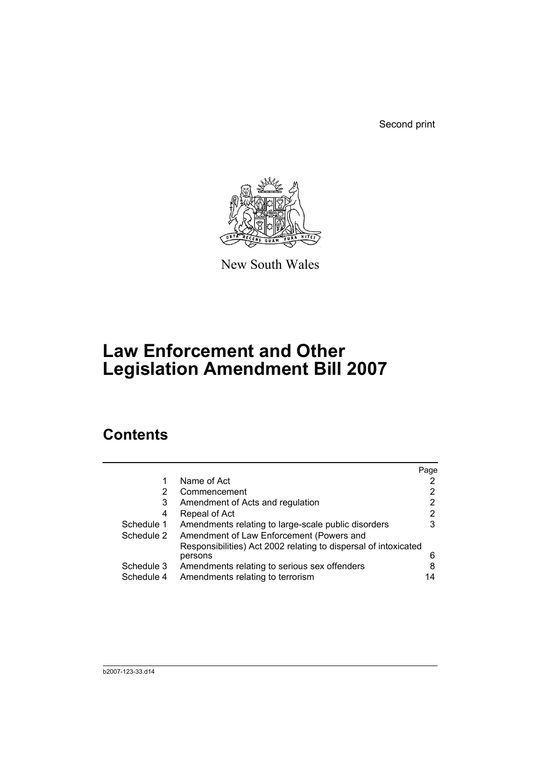Second print

New South Wales

# Law Enforcement and Other Legislation Amendment Bill 2007

## Contents

| | | Page |
|---|---|---|
| 1 | Name of Act | 2 |
| 2 | Commencement | 2 |
| 3 | Amendment of Acts and regulation | 2 |
| 4 | Repeal of Act | 2 |
| Schedule 1 | Amendments relating to large-scale public disorders | 3 |
| Schedule 2 | Amendment of Law Enforcement (Powers and Responsibilities) Act 2002 relating to dispersal of intoxicated persons | 6 |
| Schedule 3 | Amendments relating to serious sex offenders | 8 |
| Schedule 4 | Amendments relating to terrorism | 14 |

b2007-123-33.d14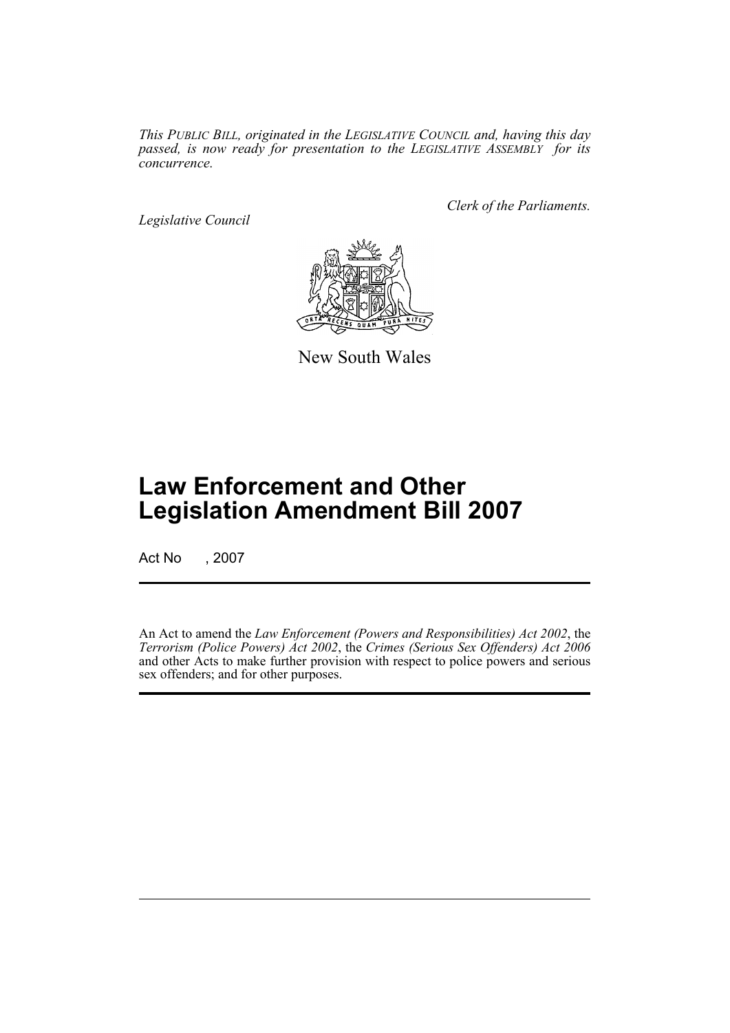*This PUBLIC BILL, originated in the LEGISLATIVE COUNCIL and, having this day passed, is now ready for presentation to the LEGISLATIVE ASSEMBLY for its concurrence.*

*Legislative Council*

*Clerk of the Parliaments.*

New South Wales

# Law Enforcement and Other Legislation Amendment Bill 2007

Act No , 2007

An Act to amend the *Law Enforcement (Powers and Responsibilities) Act 2002*, the *Terrorism (Police Powers) Act 2002*, the *Crimes (Serious Sex Offenders) Act 2006* and other Acts to make further provision with respect to police powers and serious sex offenders; and for other purposes.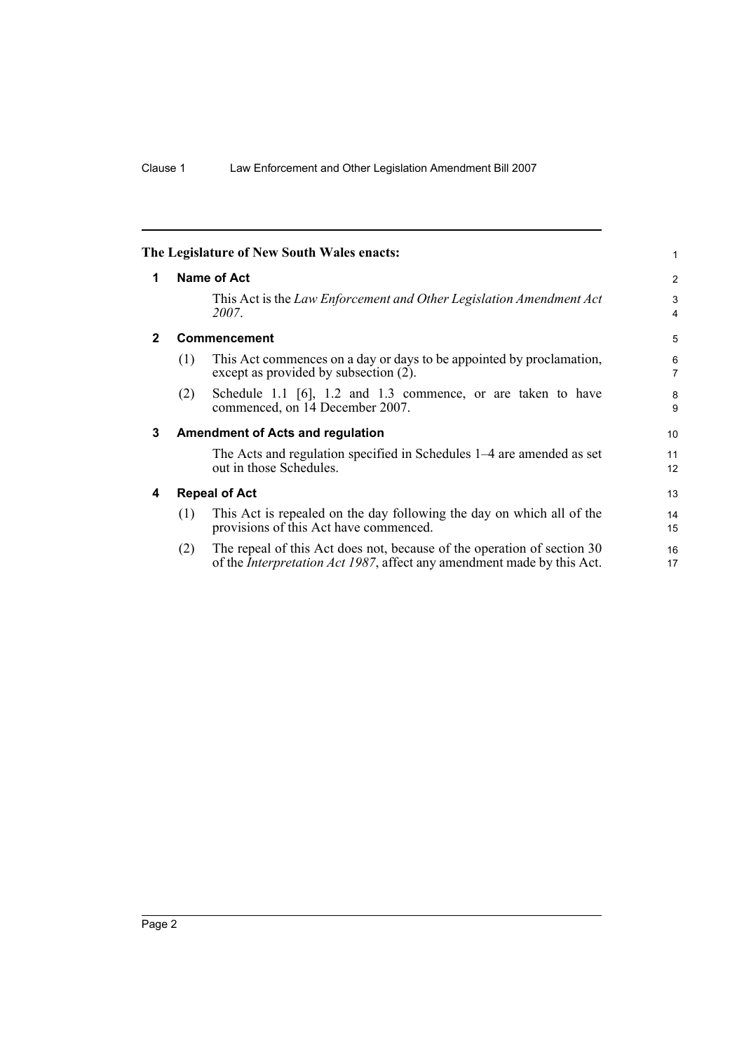**The Legislature of New South Wales enacts:**

## 1 Name of Act

This Act is the *Law Enforcement and Other Legislation Amendment Act 2007*.

## 2 Commencement

(1) This Act commences on a day or days to be appointed by proclamation, except as provided by subsection (2).

(2) Schedule 1.1 [6], 1.2 and 1.3 commence, or are taken to have commenced, on 14 December 2007.

## 3 Amendment of Acts and regulation

The Acts and regulation specified in Schedules 1–4 are amended as set out in those Schedules.

## 4 Repeal of Act

(1) This Act is repealed on the day following the day on which all of the provisions of this Act have commenced.

(2) The repeal of this Act does not, because of the operation of section 30 of the *Interpretation Act 1987*, affect any amendment made by this Act.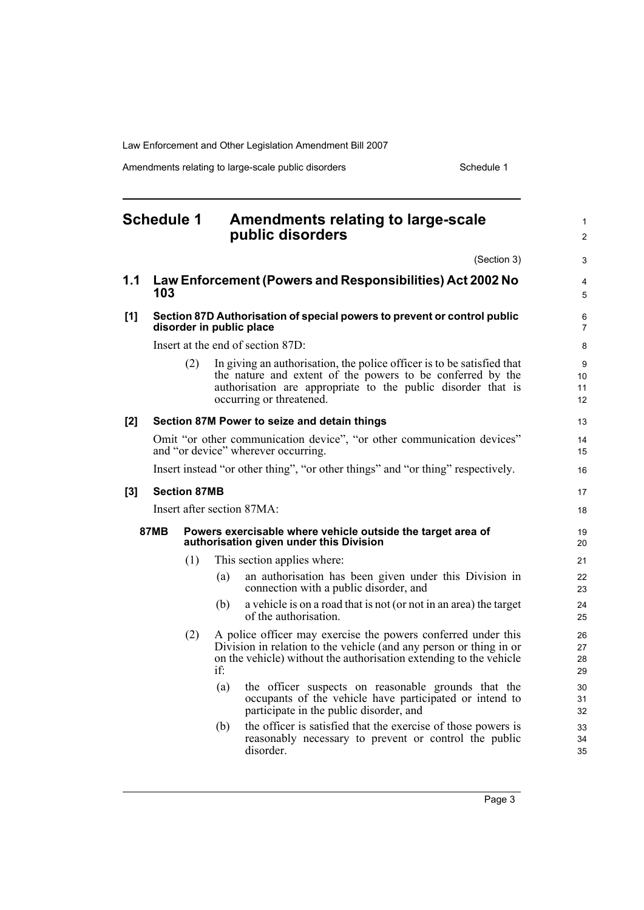# Schedule 1 Amendments relating to large-scale public disorders

(Section 3)

## 1.1 Law Enforcement (Powers and Responsibilities) Act 2002 No 103

### [1] Section 87D Authorisation of special powers to prevent or control public disorder in public place

Insert at the end of section 87D:

(2) In giving an authorisation, the police officer is to be satisfied that the nature and extent of the powers to be conferred by the authorisation are appropriate to the public disorder that is occurring or threatened.

### [2] Section 87M Power to seize and detain things

Omit "or other communication device", "or other communication devices" and "or device" wherever occurring.

Insert instead "or other thing", "or other things" and "or thing" respectively.

### [3] Section 87MB

Insert after section 87MA:

**87MB Powers exercisable where vehicle outside the target area of authorisation given under this Division**

(1) This section applies where:

(a) an authorisation has been given under this Division in connection with a public disorder, and

(b) a vehicle is on a road that is not (or not in an area) the target of the authorisation.

(2) A police officer may exercise the powers conferred under this Division in relation to the vehicle (and any person or thing in or on the vehicle) without the authorisation extending to the vehicle if:

(a) the officer suspects on reasonable grounds that the occupants of the vehicle have participated or intend to participate in the public disorder, and

(b) the officer is satisfied that the exercise of those powers is reasonably necessary to prevent or control the public disorder.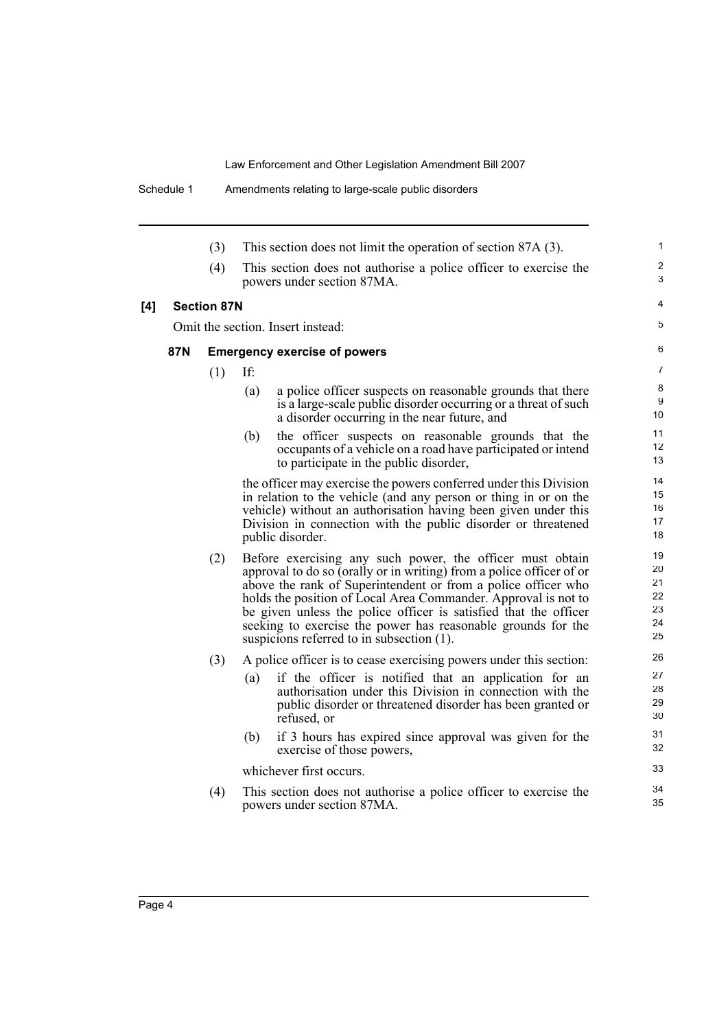(3) This section does not limit the operation of section 87A (3).

(4) This section does not authorise a police officer to exercise the powers under section 87MA.

**[4] Section 87N**

Omit the section. Insert instead:

**87N Emergency exercise of powers**

(1) If:

(a) a police officer suspects on reasonable grounds that there is a large-scale public disorder occurring or a threat of such a disorder occurring in the near future, and

(b) the officer suspects on reasonable grounds that the occupants of a vehicle on a road have participated or intend to participate in the public disorder,

the officer may exercise the powers conferred under this Division in relation to the vehicle (and any person or thing in or on the vehicle) without an authorisation having been given under this Division in connection with the public disorder or threatened public disorder.

(2) Before exercising any such power, the officer must obtain approval to do so (orally or in writing) from a police officer of or above the rank of Superintendent or from a police officer who holds the position of Local Area Commander. Approval is not to be given unless the police officer is satisfied that the officer seeking to exercise the power has reasonable grounds for the suspicions referred to in subsection (1).

(3) A police officer is to cease exercising powers under this section:

(a) if the officer is notified that an application for an authorisation under this Division in connection with the public disorder or threatened disorder has been granted or refused, or

(b) if 3 hours has expired since approval was given for the exercise of those powers,

whichever first occurs.

(4) This section does not authorise a police officer to exercise the powers under section 87MA.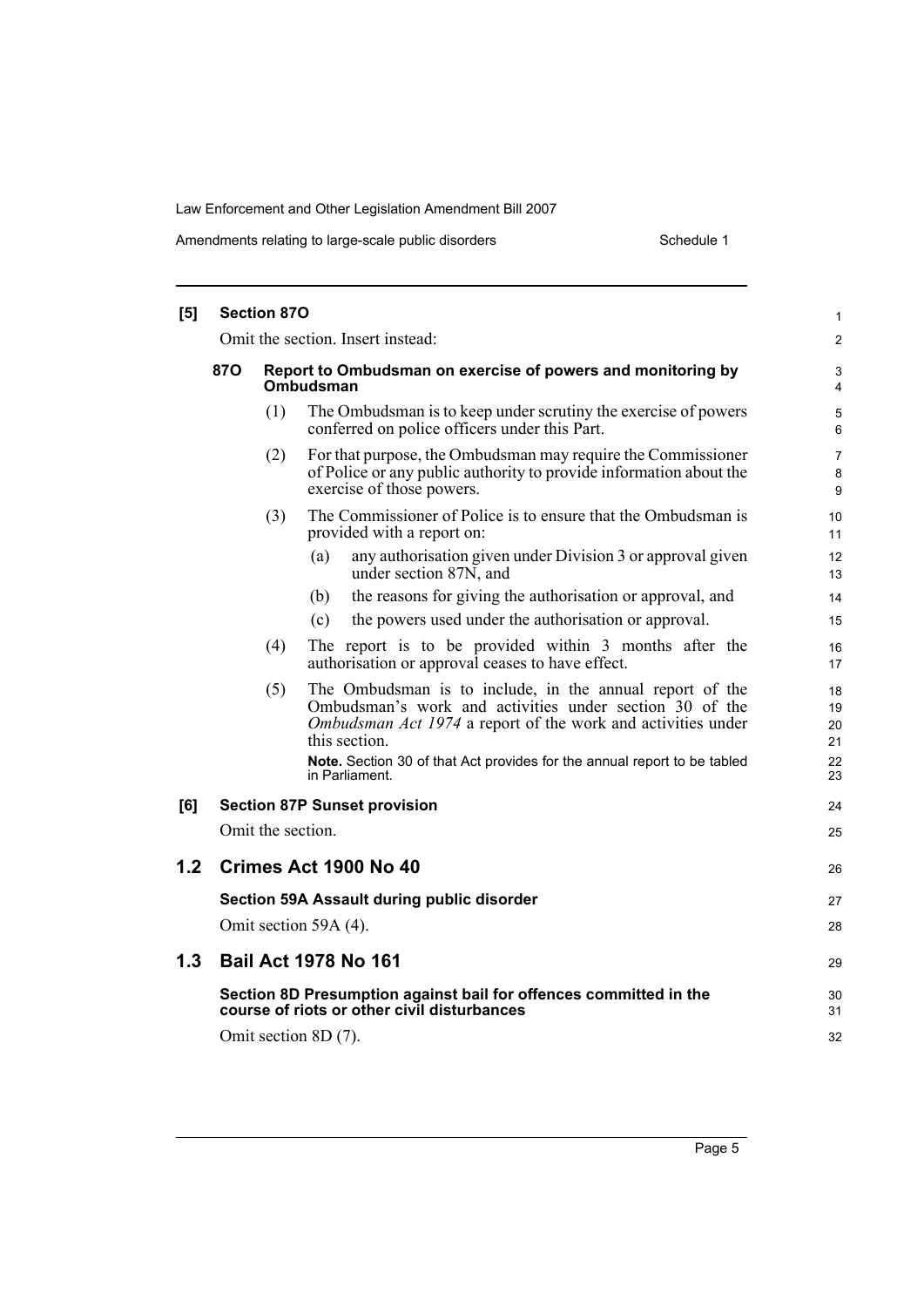**[5] Section 87O**

Omit the section. Insert instead:

**87O Report to Ombudsman on exercise of powers and monitoring by Ombudsman**

(1) The Ombudsman is to keep under scrutiny the exercise of powers conferred on police officers under this Part.

(2) For that purpose, the Ombudsman may require the Commissioner of Police or any public authority to provide information about the exercise of those powers.

(3) The Commissioner of Police is to ensure that the Ombudsman is provided with a report on:

(a) any authorisation given under Division 3 or approval given under section 87N, and

(b) the reasons for giving the authorisation or approval, and

(c) the powers used under the authorisation or approval.

(4) The report is to be provided within 3 months after the authorisation or approval ceases to have effect.

(5) The Ombudsman is to include, in the annual report of the Ombudsman's work and activities under section 30 of the *Ombudsman Act 1974* a report of the work and activities under this section.

**Note.** Section 30 of that Act provides for the annual report to be tabled in Parliament.

**[6] Section 87P Sunset provision**

Omit the section.

## 1.2 Crimes Act 1900 No 40

**Section 59A Assault during public disorder**

Omit section 59A (4).

## 1.3 Bail Act 1978 No 161

**Section 8D Presumption against bail for offences committed in the course of riots or other civil disturbances**

Omit section 8D (7).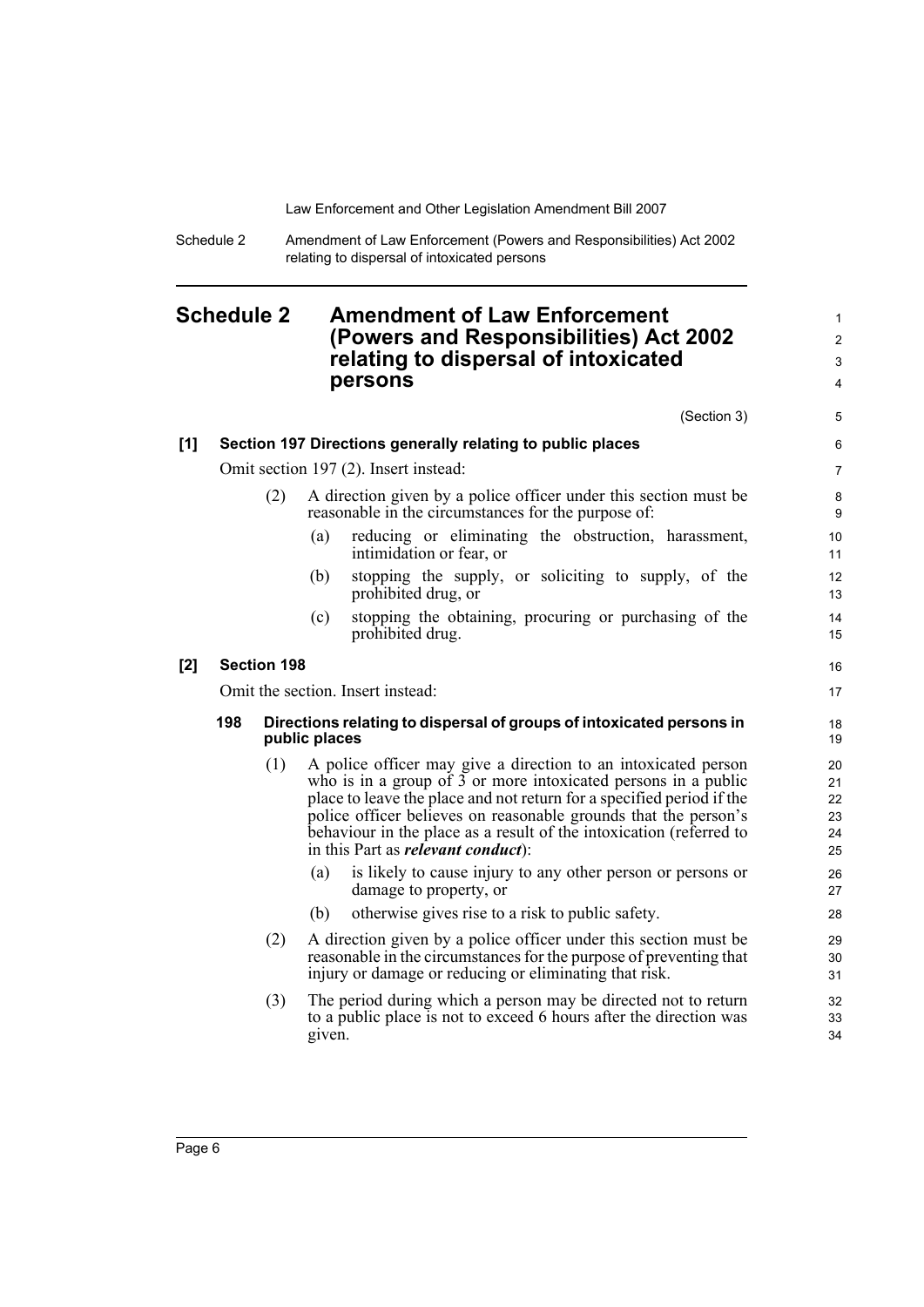# Schedule 2 Amendment of Law Enforcement (Powers and Responsibilities) Act 2002 relating to dispersal of intoxicated persons

(Section 3)

**[1] Section 197 Directions generally relating to public places**

Omit section 197 (2). Insert instead:

(2) A direction given by a police officer under this section must be reasonable in the circumstances for the purpose of:

(a) reducing or eliminating the obstruction, harassment, intimidation or fear, or

(b) stopping the supply, or soliciting to supply, of the prohibited drug, or

(c) stopping the obtaining, procuring or purchasing of the prohibited drug.

**[2] Section 198**

Omit the section. Insert instead:

**198 Directions relating to dispersal of groups of intoxicated persons in public places**

(1) A police officer may give a direction to an intoxicated person who is in a group of 3 or more intoxicated persons in a public place to leave the place and not return for a specified period if the police officer believes on reasonable grounds that the person's behaviour in the place as a result of the intoxication (referred to in this Part as ***relevant conduct***):

(a) is likely to cause injury to any other person or persons or damage to property, or

(b) otherwise gives rise to a risk to public safety.

(2) A direction given by a police officer under this section must be reasonable in the circumstances for the purpose of preventing that injury or damage or reducing or eliminating that risk.

(3) The period during which a person may be directed not to return to a public place is not to exceed 6 hours after the direction was given.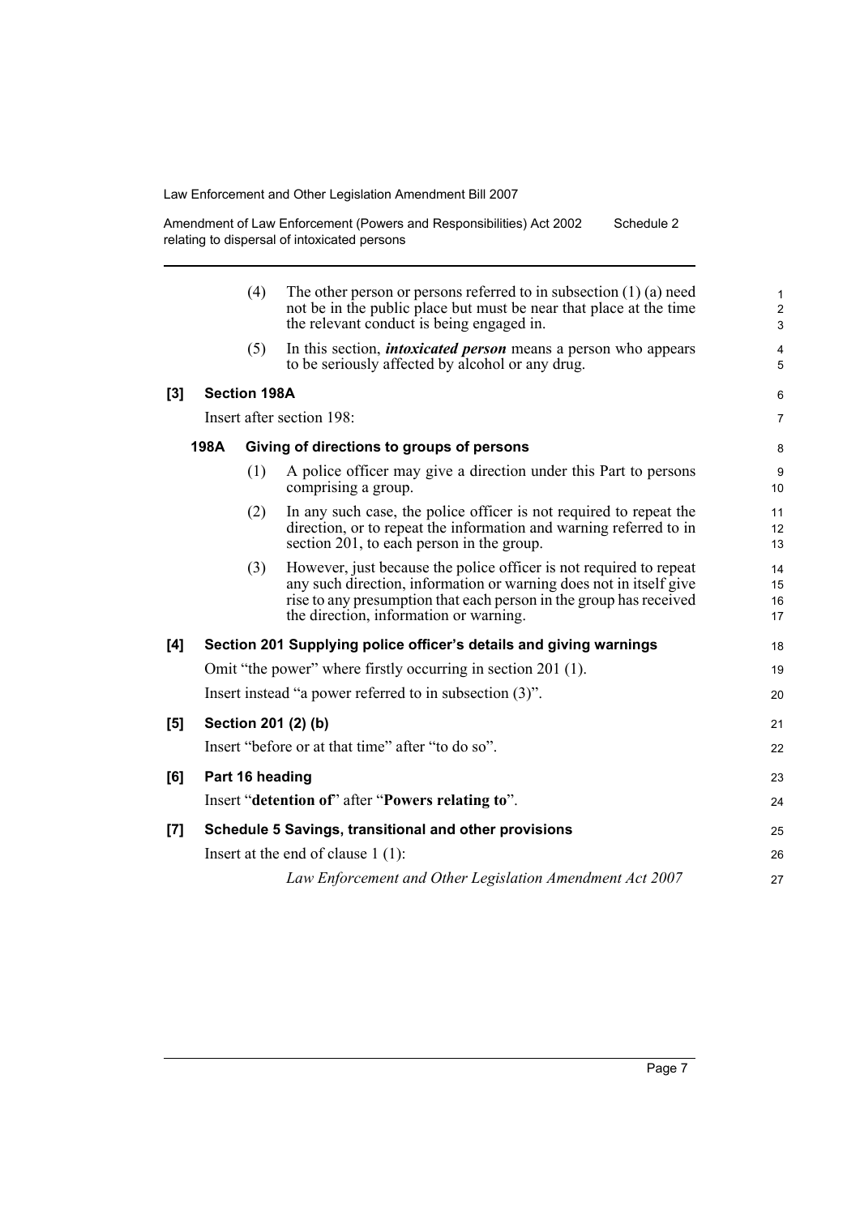(4) The other person or persons referred to in subsection (1) (a) need not be in the public place but must be near that place at the time the relevant conduct is being engaged in.

(5) In this section, ***intoxicated person*** means a person who appears to be seriously affected by alcohol or any drug.

**[3] Section 198A**

Insert after section 198:

**198A Giving of directions to groups of persons**

(1) A police officer may give a direction under this Part to persons comprising a group.

(2) In any such case, the police officer is not required to repeat the direction, or to repeat the information and warning referred to in section 201, to each person in the group.

(3) However, just because the police officer is not required to repeat any such direction, information or warning does not in itself give rise to any presumption that each person in the group has received the direction, information or warning.

**[4] Section 201 Supplying police officer's details and giving warnings**

Omit "the power" where firstly occurring in section 201 (1).

Insert instead "a power referred to in subsection (3)".

**[5] Section 201 (2) (b)**

Insert "before or at that time" after "to do so".

**[6] Part 16 heading**

Insert "**detention of**" after "**Powers relating to**".

**[7] Schedule 5 Savings, transitional and other provisions**

Insert at the end of clause 1 (1):

*Law Enforcement and Other Legislation Amendment Act 2007*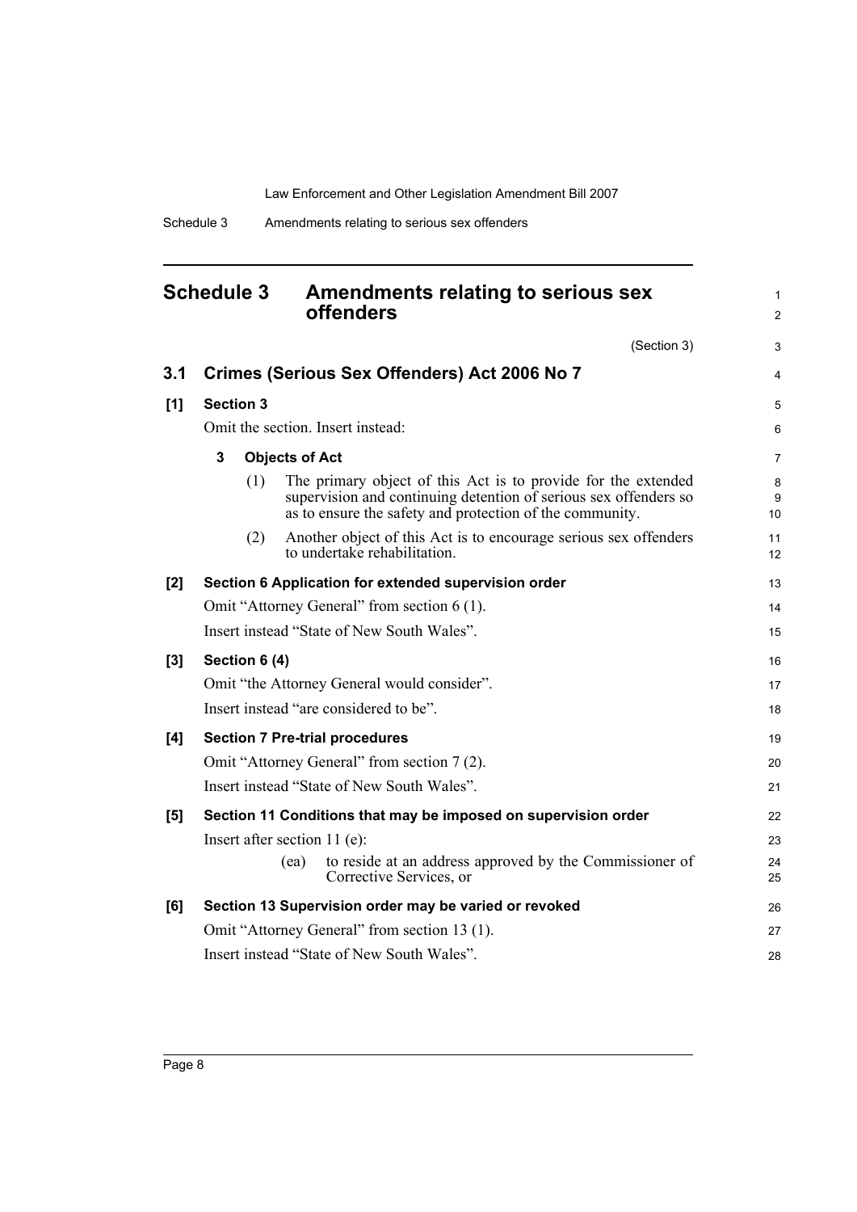## Schedule 3 Amendments relating to serious sex offenders

(Section 3)

### 3.1 Crimes (Serious Sex Offenders) Act 2006 No 7

**[1] Section 3**

Omit the section. Insert instead:

**3 Objects of Act**

(1) The primary object of this Act is to provide for the extended supervision and continuing detention of serious sex offenders so as to ensure the safety and protection of the community.

(2) Another object of this Act is to encourage serious sex offenders to undertake rehabilitation.

**[2] Section 6 Application for extended supervision order**

Omit "Attorney General" from section 6 (1).

Insert instead "State of New South Wales".

**[3] Section 6 (4)**

Omit "the Attorney General would consider".

Insert instead "are considered to be".

**[4] Section 7 Pre-trial procedures**

Omit "Attorney General" from section 7 (2).

Insert instead "State of New South Wales".

**[5] Section 11 Conditions that may be imposed on supervision order**

Insert after section 11 (e):

(ea) to reside at an address approved by the Commissioner of Corrective Services, or

**[6] Section 13 Supervision order may be varied or revoked**

Omit "Attorney General" from section 13 (1).

Insert instead "State of New South Wales".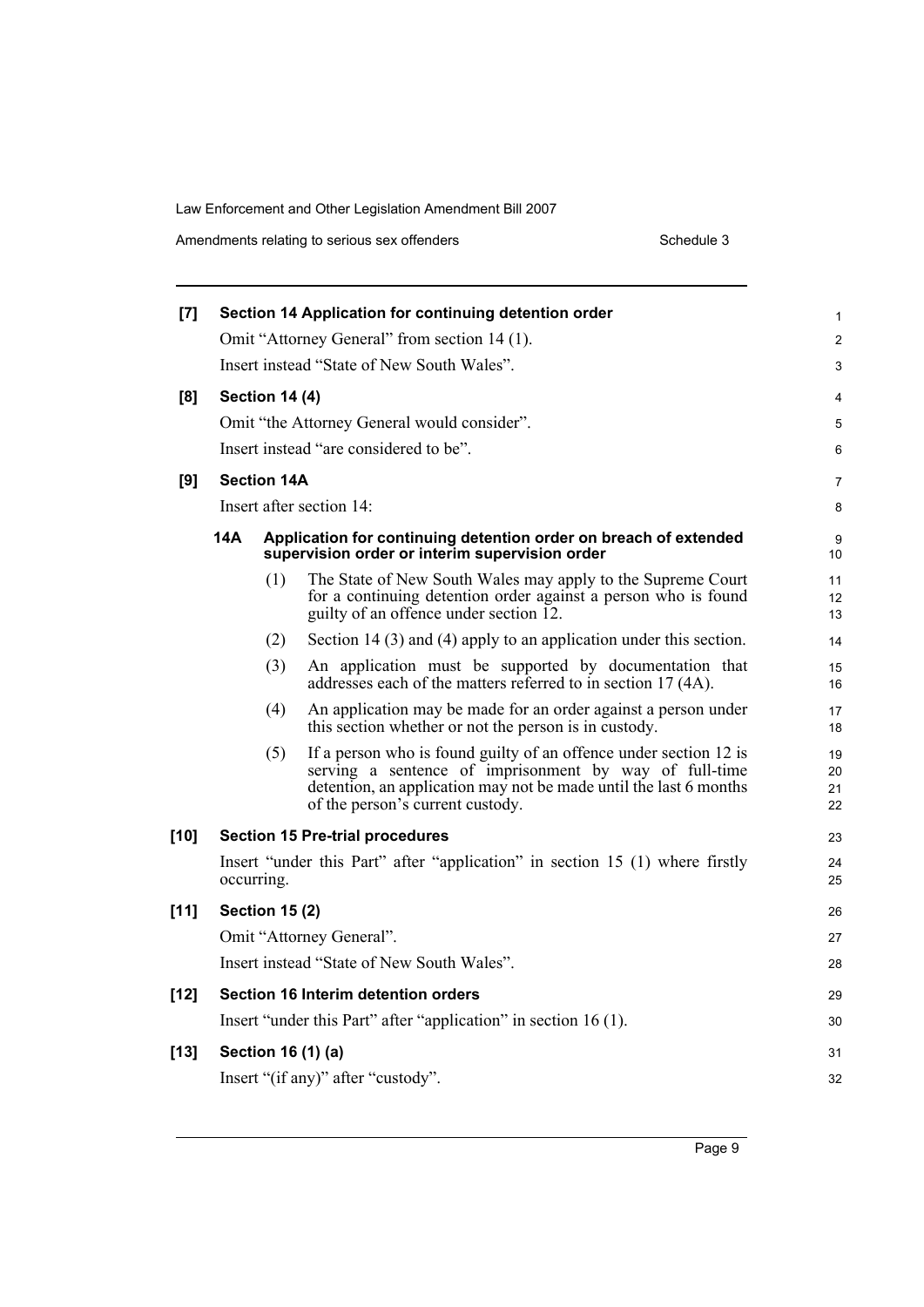**[7] Section 14 Application for continuing detention order**

Omit "Attorney General" from section 14 (1).

Insert instead "State of New South Wales".

**[8] Section 14 (4)**

Omit "the Attorney General would consider".

Insert instead "are considered to be".

**[9] Section 14A**

Insert after section 14:

**14A Application for continuing detention order on breach of extended supervision order or interim supervision order**

(1) The State of New South Wales may apply to the Supreme Court for a continuing detention order against a person who is found guilty of an offence under section 12.

(2) Section 14 (3) and (4) apply to an application under this section.

(3) An application must be supported by documentation that addresses each of the matters referred to in section 17 (4A).

(4) An application may be made for an order against a person under this section whether or not the person is in custody.

(5) If a person who is found guilty of an offence under section 12 is serving a sentence of imprisonment by way of full-time detention, an application may not be made until the last 6 months of the person's current custody.

**[10] Section 15 Pre-trial procedures**

Insert "under this Part" after "application" in section 15 (1) where firstly occurring.

**[11] Section 15 (2)**

Omit "Attorney General".

Insert instead "State of New South Wales".

**[12] Section 16 Interim detention orders**

Insert "under this Part" after "application" in section 16 (1).

**[13] Section 16 (1) (a)**

Insert "(if any)" after "custody".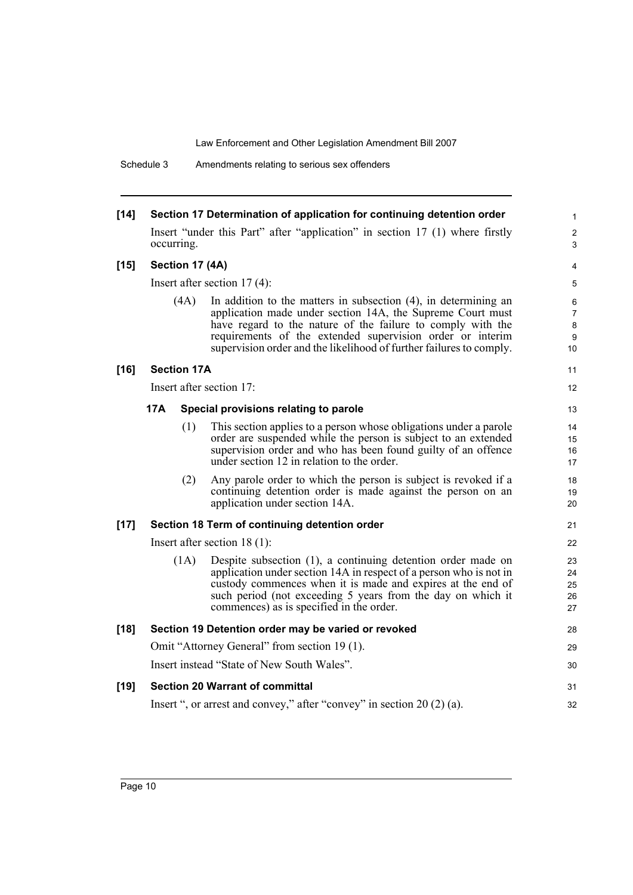**[14] Section 17 Determination of application for continuing detention order**

Insert "under this Part" after "application" in section 17 (1) where firstly occurring.

**[15] Section 17 (4A)**

Insert after section 17 (4):

(4A) In addition to the matters in subsection (4), in determining an application made under section 14A, the Supreme Court must have regard to the nature of the failure to comply with the requirements of the extended supervision order or interim supervision order and the likelihood of further failures to comply.

**[16] Section 17A**

Insert after section 17:

**17A Special provisions relating to parole**

(1) This section applies to a person whose obligations under a parole order are suspended while the person is subject to an extended supervision order and who has been found guilty of an offence under section 12 in relation to the order.

(2) Any parole order to which the person is subject is revoked if a continuing detention order is made against the person on an application under section 14A.

**[17] Section 18 Term of continuing detention order**

Insert after section 18 (1):

(1A) Despite subsection (1), a continuing detention order made on application under section 14A in respect of a person who is not in custody commences when it is made and expires at the end of such period (not exceeding 5 years from the day on which it commences) as is specified in the order.

**[18] Section 19 Detention order may be varied or revoked**

Omit "Attorney General" from section 19 (1).

Insert instead "State of New South Wales".

**[19] Section 20 Warrant of committal**

Insert ", or arrest and convey," after "convey" in section 20 (2) (a).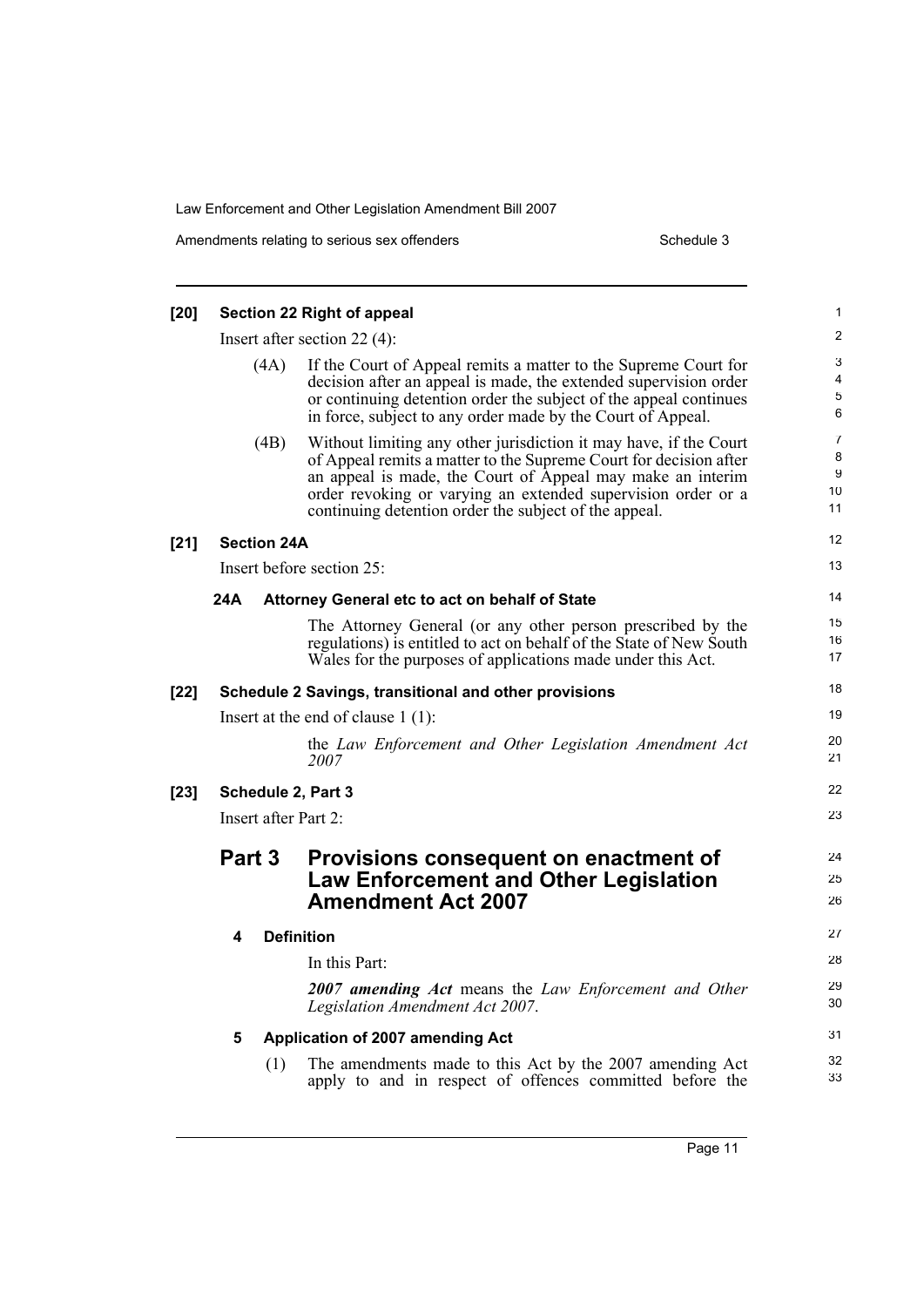**[20] Section 22 Right of appeal**

Insert after section 22 (4):

(4A) If the Court of Appeal remits a matter to the Supreme Court for decision after an appeal is made, the extended supervision order or continuing detention order the subject of the appeal continues in force, subject to any order made by the Court of Appeal.

(4B) Without limiting any other jurisdiction it may have, if the Court of Appeal remits a matter to the Supreme Court for decision after an appeal is made, the Court of Appeal may make an interim order revoking or varying an extended supervision order or a continuing detention order the subject of the appeal.

**[21] Section 24A**

Insert before section 25:

**24A Attorney General etc to act on behalf of State**

The Attorney General (or any other person prescribed by the regulations) is entitled to act on behalf of the State of New South Wales for the purposes of applications made under this Act.

**[22] Schedule 2 Savings, transitional and other provisions**

Insert at the end of clause 1 (1):

the *Law Enforcement and Other Legislation Amendment Act 2007*

**[23] Schedule 2, Part 3**

Insert after Part 2:

## Part 3 Provisions consequent on enactment of Law Enforcement and Other Legislation Amendment Act 2007

**4 Definition**

In this Part:

***2007 amending Act*** means the *Law Enforcement and Other Legislation Amendment Act 2007*.

**5 Application of 2007 amending Act**

(1) The amendments made to this Act by the 2007 amending Act apply to and in respect of offences committed before the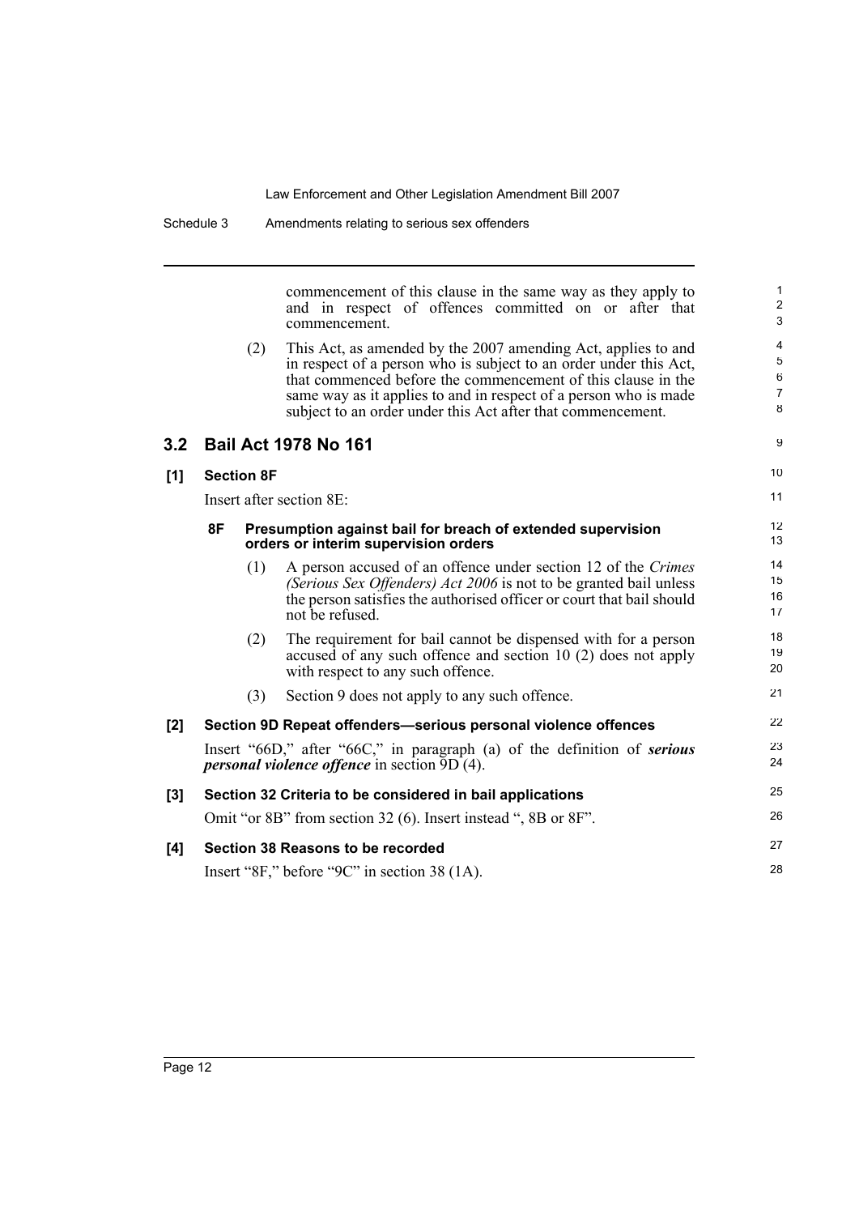commencement of this clause in the same way as they apply to and in respect of offences committed on or after that commencement.

(2) This Act, as amended by the 2007 amending Act, applies to and in respect of a person who is subject to an order under this Act, that commenced before the commencement of this clause in the same way as it applies to and in respect of a person who is made subject to an order under this Act after that commencement.

## 3.2 Bail Act 1978 No 161

### [1] Section 8F

Insert after section 8E:

#### 8F Presumption against bail for breach of extended supervision orders or interim supervision orders

(1) A person accused of an offence under section 12 of the *Crimes (Serious Sex Offenders) Act 2006* is not to be granted bail unless the person satisfies the authorised officer or court that bail should not be refused.

(2) The requirement for bail cannot be dispensed with for a person accused of any such offence and section 10 (2) does not apply with respect to any such offence.

(3) Section 9 does not apply to any such offence.

### [2] Section 9D Repeat offenders—serious personal violence offences

Insert "66D," after "66C," in paragraph (a) of the definition of ***serious personal violence offence*** in section 9D (4).

### [3] Section 32 Criteria to be considered in bail applications

Omit "or 8B" from section 32 (6). Insert instead ", 8B or 8F".

### [4] Section 38 Reasons to be recorded

Insert "8F," before "9C" in section 38 (1A).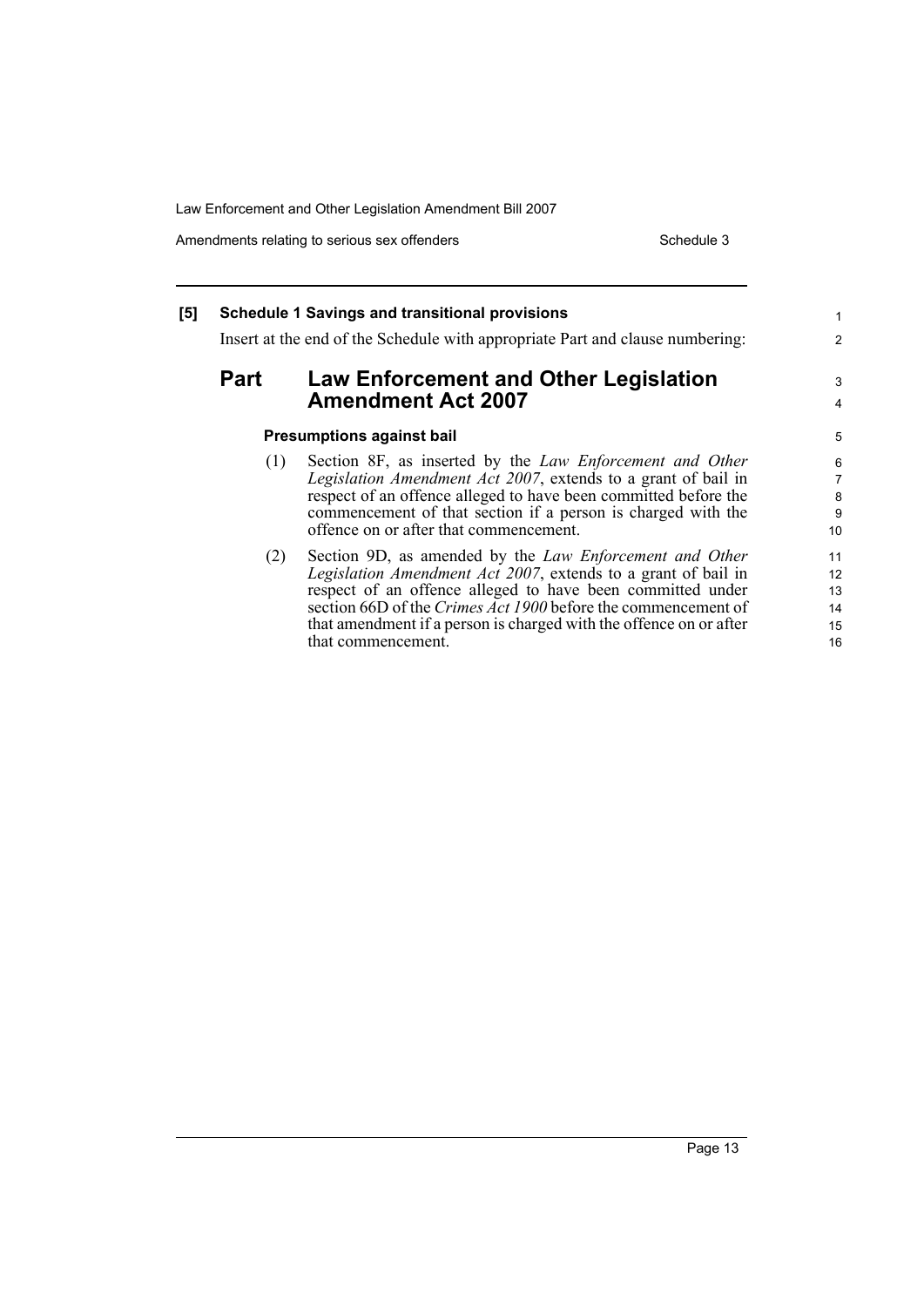**[5] Schedule 1 Savings and transitional provisions**

Insert at the end of the Schedule with appropriate Part and clause numbering:

## Part Law Enforcement and Other Legislation Amendment Act 2007

### Presumptions against bail

(1) Section 8F, as inserted by the *Law Enforcement and Other Legislation Amendment Act 2007*, extends to a grant of bail in respect of an offence alleged to have been committed before the commencement of that section if a person is charged with the offence on or after that commencement.

(2) Section 9D, as amended by the *Law Enforcement and Other Legislation Amendment Act 2007*, extends to a grant of bail in respect of an offence alleged to have been committed under section 66D of the *Crimes Act 1900* before the commencement of that amendment if a person is charged with the offence on or after that commencement.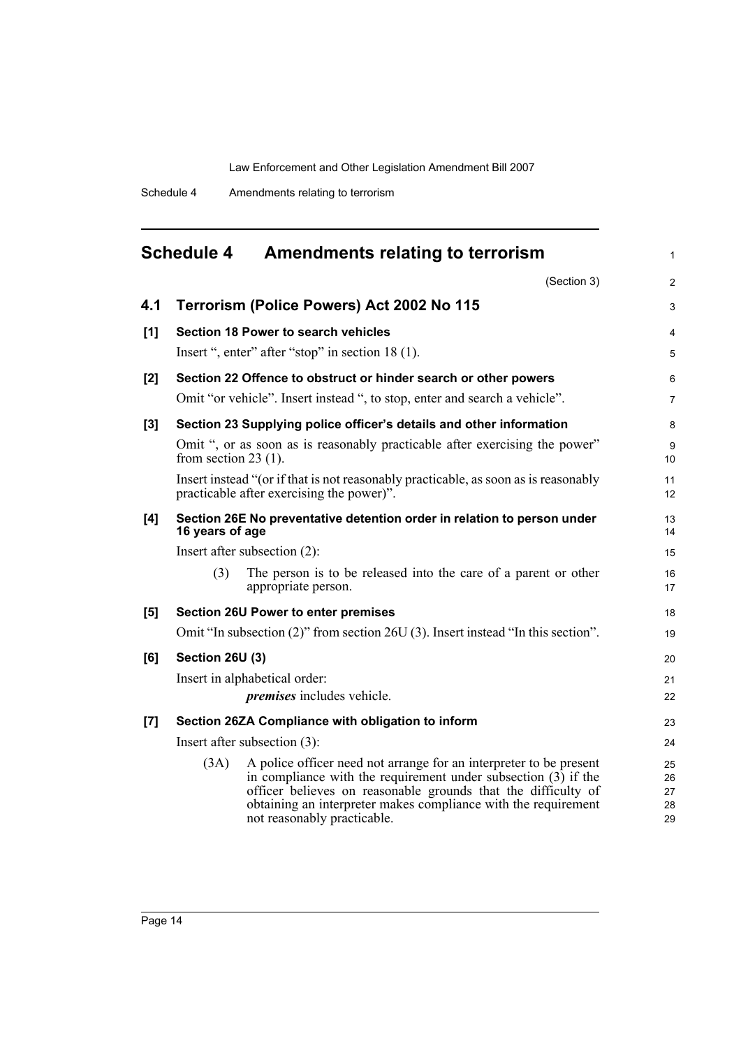## Schedule 4 Amendments relating to terrorism

(Section 3)

### 4.1 Terrorism (Police Powers) Act 2002 No 115

**[1] Section 18 Power to search vehicles**

Insert ", enter" after "stop" in section 18 (1).

**[2] Section 22 Offence to obstruct or hinder search or other powers**

Omit "or vehicle". Insert instead ", to stop, enter and search a vehicle".

**[3] Section 23 Supplying police officer's details and other information**

Omit ", or as soon as is reasonably practicable after exercising the power" from section 23 (1).

Insert instead "(or if that is not reasonably practicable, as soon as is reasonably practicable after exercising the power)".

**[4] Section 26E No preventative detention order in relation to person under 16 years of age**

Insert after subsection (2):

(3) The person is to be released into the care of a parent or other appropriate person.

**[5] Section 26U Power to enter premises**

Omit "In subsection (2)" from section 26U (3). Insert instead "In this section".

**[6] Section 26U (3)**

Insert in alphabetical order:

***premises*** includes vehicle.

**[7] Section 26ZA Compliance with obligation to inform**

Insert after subsection (3):

(3A) A police officer need not arrange for an interpreter to be present in compliance with the requirement under subsection (3) if the officer believes on reasonable grounds that the difficulty of obtaining an interpreter makes compliance with the requirement not reasonably practicable.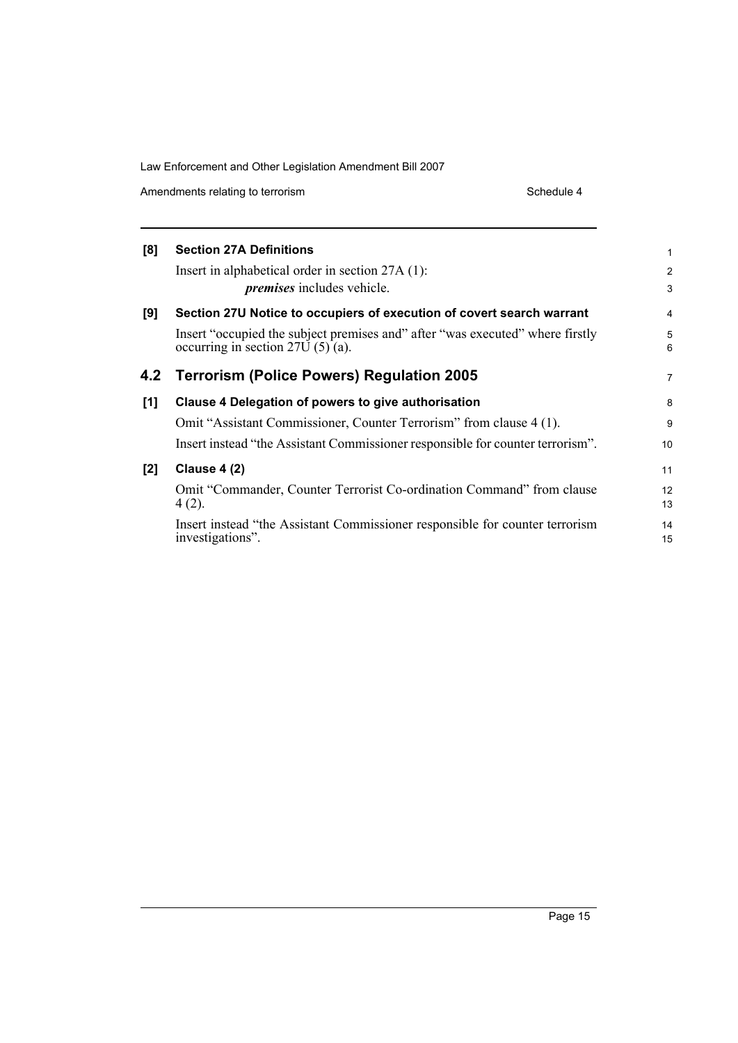**[8] Section 27A Definitions**

Insert in alphabetical order in section 27A (1):

> ***premises*** includes vehicle.

**[9] Section 27U Notice to occupiers of execution of covert search warrant**

Insert "occupied the subject premises and" after "was executed" where firstly occurring in section 27U (5) (a).

## 4.2 Terrorism (Police Powers) Regulation 2005

**[1] Clause 4 Delegation of powers to give authorisation**

Omit "Assistant Commissioner, Counter Terrorism" from clause 4 (1).

Insert instead "the Assistant Commissioner responsible for counter terrorism".

**[2] Clause 4 (2)**

Omit "Commander, Counter Terrorist Co-ordination Command" from clause 4 (2).

Insert instead "the Assistant Commissioner responsible for counter terrorism investigations".